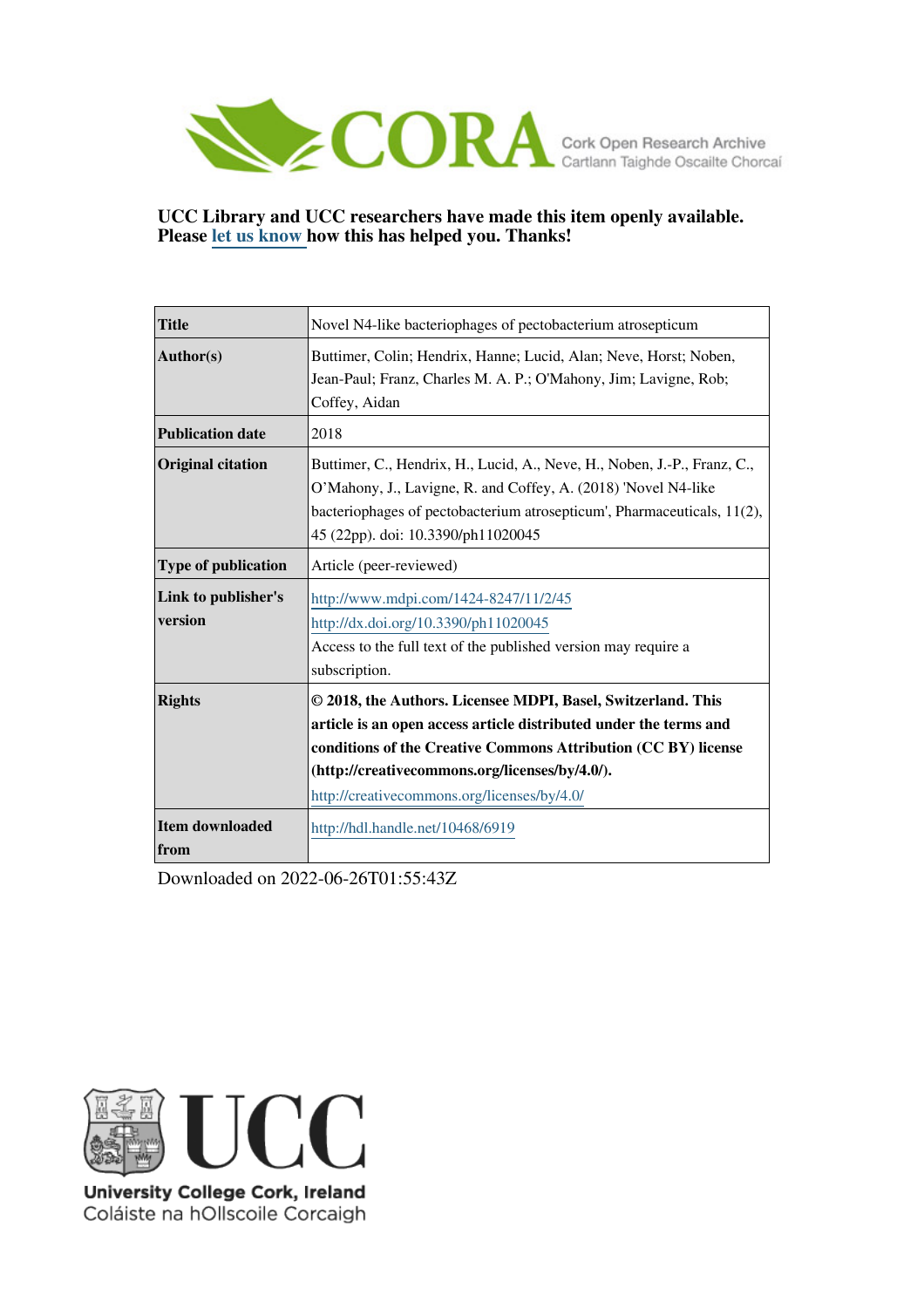CORA Cork Open Research Archive
Cartlann Taighde Oscailte Chorcaí

**UCC Library and UCC researchers have made this item openly available. Please let us know how this has helped you. Thanks!**

| | |
|---|---|
| **Title** | Novel N4-like bacteriophages of pectobacterium atrosepticum |
| **Author(s)** | Buttimer, Colin; Hendrix, Hanne; Lucid, Alan; Neve, Horst; Noben, Jean-Paul; Franz, Charles M. A. P.; O'Mahony, Jim; Lavigne, Rob; Coffey, Aidan |
| **Publication date** | 2018 |
| **Original citation** | Buttimer, C., Hendrix, H., Lucid, A., Neve, H., Noben, J.-P., Franz, C., O'Mahony, J., Lavigne, R. and Coffey, A. (2018) 'Novel N4-like bacteriophages of pectobacterium atrosepticum', Pharmaceuticals, 11(2), 45 (22pp). doi: 10.3390/ph11020045 |
| **Type of publication** | Article (peer-reviewed) |
| **Link to publisher's version** | http://www.mdpi.com/1424-8247/11/2/45<br>http://dx.doi.org/10.3390/ph11020045<br>Access to the full text of the published version may require a subscription. |
| **Rights** | **© 2018, the Authors. Licensee MDPI, Basel, Switzerland. This article is an open access article distributed under the terms and conditions of the Creative Commons Attribution (CC BY) license (http://creativecommons.org/licenses/by/4.0/).**<br>http://creativecommons.org/licenses/by/4.0/ |
| **Item downloaded from** | http://hdl.handle.net/10468/6919 |

Downloaded on 2022-06-26T01:55:43Z

UCC
University College Cork, Ireland
Coláiste na hOllscoile Corcaigh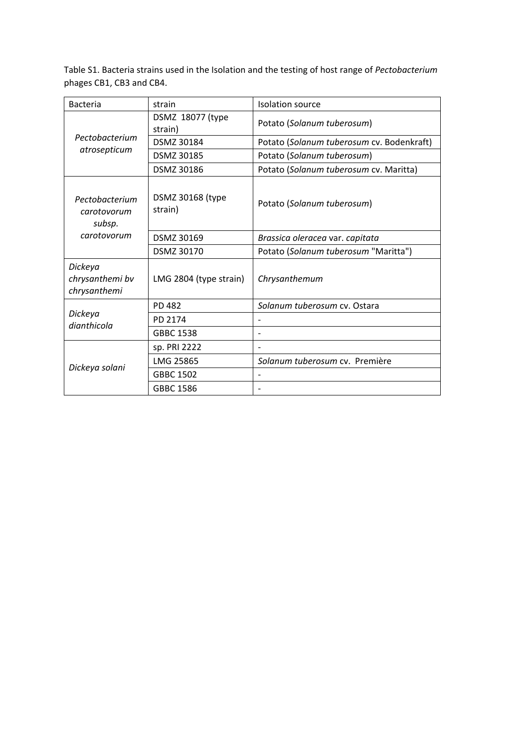Table S1. Bacteria strains used in the Isolation and the testing of host range of *Pectobacterium* phages CB1, CB3 and CB4.

| Bacteria | strain | Isolation source |
|---|---|---|
| *Pectobacterium atrosepticum* | DSMZ 18077 (type strain) | Potato (*Solanum tuberosum*) |
| | DSMZ 30184 | Potato (*Solanum tuberosum* cv. Bodenkraft) |
| | DSMZ 30185 | Potato (*Solanum tuberosum*) |
| | DSMZ 30186 | Potato (*Solanum tuberosum* cv. Maritta) |
| *Pectobacterium carotovorum subsp. carotovorum* | DSMZ 30168 (type strain) | Potato (*Solanum tuberosum*) |
| | DSMZ 30169 | *Brassica oleracea* var. *capitata* |
| | DSMZ 30170 | Potato (*Solanum tuberosum* "Maritta") |
| *Dickeya chrysanthemi bv chrysanthemi* | LMG 2804 (type strain) | *Chrysanthemum* |
| *Dickeya dianthicola* | PD 482 | *Solanum tuberosum* cv. Ostara |
| | PD 2174 | - |
| | GBBC 1538 | - |
| *Dickeya solani* | sp. PRI 2222 | - |
| | LMG 25865 | *Solanum tuberosum* cv. Première |
| | GBBC 1502 | - |
| | GBBC 1586 | - |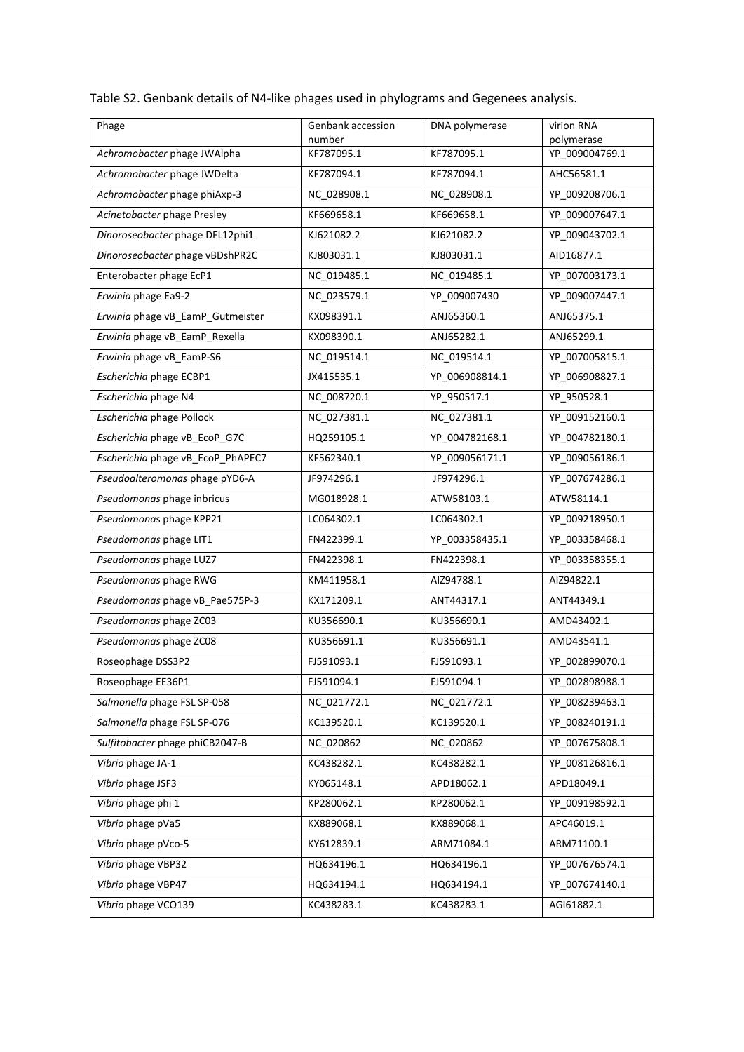Table S2. Genbank details of N4-like phages used in phylograms and Gegenees analysis.

| Phage | Genbank accession number | DNA polymerase | virion RNA polymerase |
|---|---|---|---|
| *Achromobacter* phage JWAlpha | KF787095.1 | KF787095.1 | YP_009004769.1 |
| *Achromobacter* phage JWDelta | KF787094.1 | KF787094.1 | AHC56581.1 |
| *Achromobacter* phage phiAxp-3 | NC_028908.1 | NC_028908.1 | YP_009208706.1 |
| *Acinetobacter* phage Presley | KF669658.1 | KF669658.1 | YP_009007647.1 |
| *Dinoroseobacter* phage DFL12phi1 | KJ621082.2 | KJ621082.2 | YP_009043702.1 |
| *Dinoroseobacter* phage vBDshPR2C | KJ803031.1 | KJ803031.1 | AID16877.1 |
| Enterobacter phage EcP1 | NC_019485.1 | NC_019485.1 | YP_007003173.1 |
| *Erwinia* phage Ea9-2 | NC_023579.1 | YP_009007430 | YP_009007447.1 |
| *Erwinia* phage vB_EamP_Gutmeister | KX098391.1 | ANJ65360.1 | ANJ65375.1 |
| *Erwinia* phage vB_EamP_Rexella | KX098390.1 | ANJ65282.1 | ANJ65299.1 |
| *Erwinia* phage vB_EamP-S6 | NC_019514.1 | NC_019514.1 | YP_007005815.1 |
| *Escherichia* phage ECBP1 | JX415535.1 | YP_006908814.1 | YP_006908827.1 |
| *Escherichia* phage N4 | NC_008720.1 | YP_950517.1 | YP_950528.1 |
| *Escherichia* phage Pollock | NC_027381.1 | NC_027381.1 | YP_009152160.1 |
| *Escherichia* phage vB_EcoP_G7C | HQ259105.1 | YP_004782168.1 | YP_004782180.1 |
| *Escherichia* phage vB_EcoP_PhAPEC7 | KF562340.1 | YP_009056171.1 | YP_009056186.1 |
| *Pseudoalteromonas* phage pYD6-A | JF974296.1 | JF974296.1 | YP_007674286.1 |
| *Pseudomonas* phage inbricus | MG018928.1 | ATW58103.1 | ATW58114.1 |
| *Pseudomonas* phage KPP21 | LC064302.1 | LC064302.1 | YP_009218950.1 |
| *Pseudomonas* phage LIT1 | FN422399.1 | YP_003358435.1 | YP_003358468.1 |
| *Pseudomonas* phage LUZ7 | FN422398.1 | FN422398.1 | YP_003358355.1 |
| *Pseudomonas* phage RWG | KM411958.1 | AIZ94788.1 | AIZ94822.1 |
| *Pseudomonas* phage vB_Pae575P-3 | KX171209.1 | ANT44317.1 | ANT44349.1 |
| *Pseudomonas* phage ZC03 | KU356690.1 | KU356690.1 | AMD43402.1 |
| *Pseudomonas* phage ZC08 | KU356691.1 | KU356691.1 | AMD43541.1 |
| Roseophage DSS3P2 | FJ591093.1 | FJ591093.1 | YP_002899070.1 |
| Roseophage EE36P1 | FJ591094.1 | FJ591094.1 | YP_002898988.1 |
| *Salmonella* phage FSL SP-058 | NC_021772.1 | NC_021772.1 | YP_008239463.1 |
| *Salmonella* phage FSL SP-076 | KC139520.1 | KC139520.1 | YP_008240191.1 |
| *Sulfitobacter* phage phiCB2047-B | NC_020862 | NC_020862 | YP_007675808.1 |
| *Vibrio* phage JA-1 | KC438282.1 | KC438282.1 | YP_008126816.1 |
| *Vibrio* phage JSF3 | KY065148.1 | APD18062.1 | APD18049.1 |
| *Vibrio* phage phi 1 | KP280062.1 | KP280062.1 | YP_009198592.1 |
| *Vibrio* phage pVa5 | KX889068.1 | KX889068.1 | APC46019.1 |
| *Vibrio* phage pVco-5 | KY612839.1 | ARM71084.1 | ARM71100.1 |
| *Vibrio* phage VBP32 | HQ634196.1 | HQ634196.1 | YP_007676574.1 |
| *Vibrio* phage VBP47 | HQ634194.1 | HQ634194.1 | YP_007674140.1 |
| *Vibrio* phage VCO139 | KC438283.1 | KC438283.1 | AGI61882.1 |